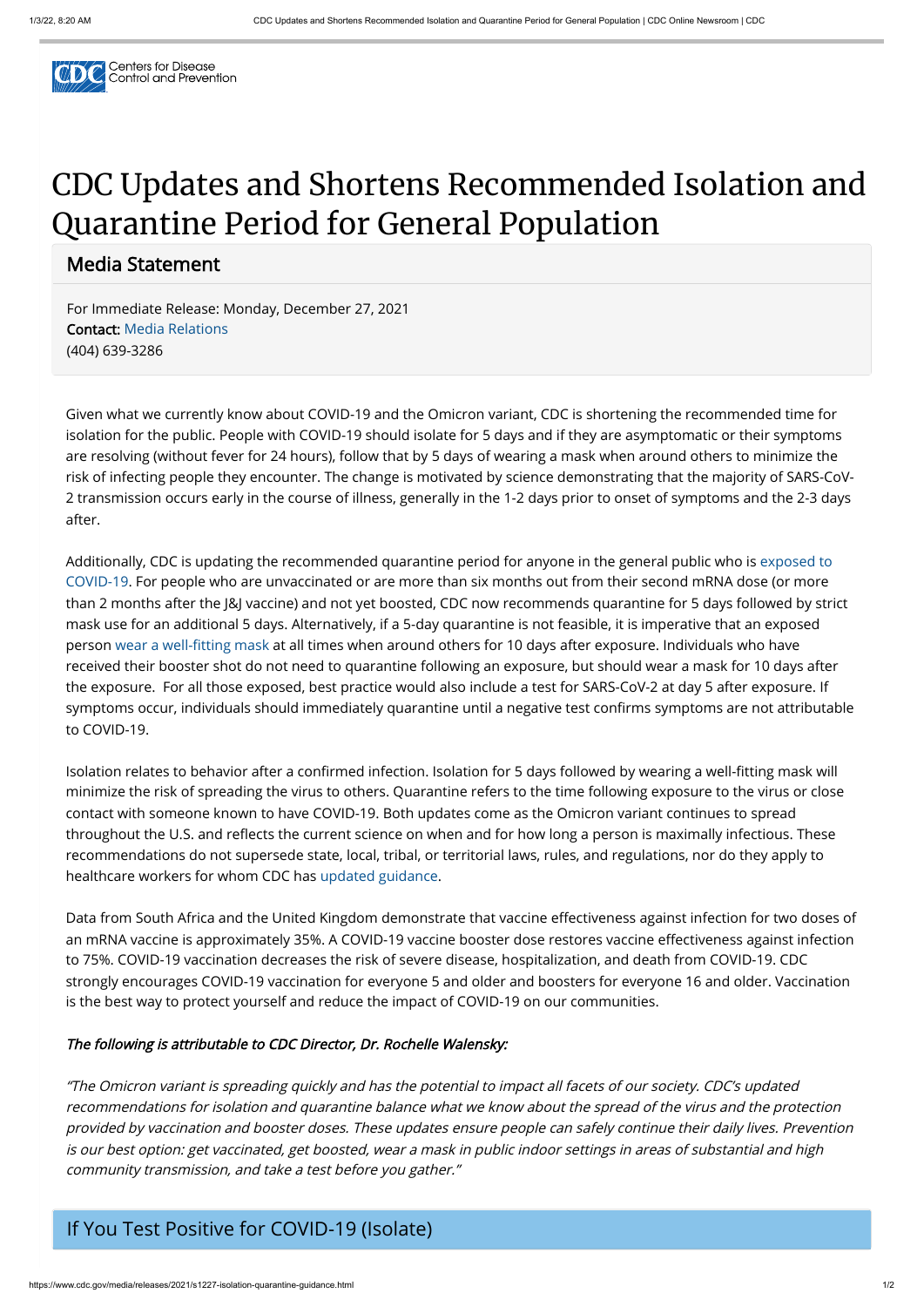Centers for Disease Control and Prevention

# CDC Updates and Shortens Recommended Isolation and Quarantine Period for General Population

## Media Statement

For Immediate Release: Monday, December 27, 2021
**Contact:** Media Relations
(404) 639-3286

Given what we currently know about COVID-19 and the Omicron variant, CDC is shortening the recommended time for isolation for the public. People with COVID-19 should isolate for 5 days and if they are asymptomatic or their symptoms are resolving (without fever for 24 hours), follow that by 5 days of wearing a mask when around others to minimize the risk of infecting people they encounter. The change is motivated by science demonstrating that the majority of SARS-CoV-2 transmission occurs early in the course of illness, generally in the 1-2 days prior to onset of symptoms and the 2-3 days after.

Additionally, CDC is updating the recommended quarantine period for anyone in the general public who is exposed to COVID-19. For people who are unvaccinated or are more than six months out from their second mRNA dose (or more than 2 months after the J&J vaccine) and not yet boosted, CDC now recommends quarantine for 5 days followed by strict mask use for an additional 5 days. Alternatively, if a 5-day quarantine is not feasible, it is imperative that an exposed person wear a well-fitting mask at all times when around others for 10 days after exposure. Individuals who have received their booster shot do not need to quarantine following an exposure, but should wear a mask for 10 days after the exposure. For all those exposed, best practice would also include a test for SARS-CoV-2 at day 5 after exposure. If symptoms occur, individuals should immediately quarantine until a negative test confirms symptoms are not attributable to COVID-19.

Isolation relates to behavior after a confirmed infection. Isolation for 5 days followed by wearing a well-fitting mask will minimize the risk of spreading the virus to others. Quarantine refers to the time following exposure to the virus or close contact with someone known to have COVID-19. Both updates come as the Omicron variant continues to spread throughout the U.S. and reflects the current science on when and for how long a person is maximally infectious. These recommendations do not supersede state, local, tribal, or territorial laws, rules, and regulations, nor do they apply to healthcare workers for whom CDC has updated guidance.

Data from South Africa and the United Kingdom demonstrate that vaccine effectiveness against infection for two doses of an mRNA vaccine is approximately 35%. A COVID-19 vaccine booster dose restores vaccine effectiveness against infection to 75%. COVID-19 vaccination decreases the risk of severe disease, hospitalization, and death from COVID-19. CDC strongly encourages COVID-19 vaccination for everyone 5 and older and boosters for everyone 16 and older. Vaccination is the best way to protect yourself and reduce the impact of COVID-19 on our communities.

***The following is attributable to CDC Director, Dr. Rochelle Walensky:***

*"The Omicron variant is spreading quickly and has the potential to impact all facets of our society. CDC's updated recommendations for isolation and quarantine balance what we know about the spread of the virus and the protection provided by vaccination and booster doses. These updates ensure people can safely continue their daily lives. Prevention is our best option: get vaccinated, get boosted, wear a mask in public indoor settings in areas of substantial and high community transmission, and take a test before you gather."*

## If You Test Positive for COVID-19 (Isolate)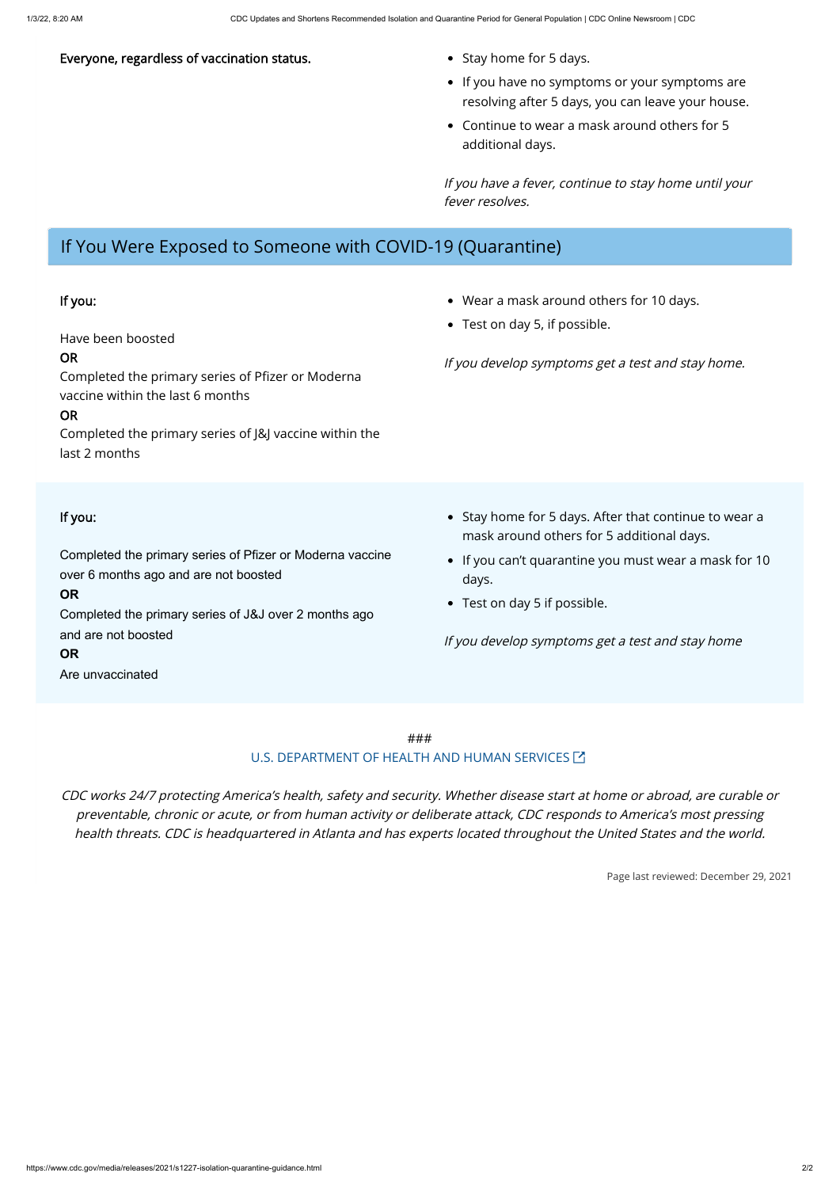**Everyone, regardless of vaccination status.**

- Stay home for 5 days.
- If you have no symptoms or your symptoms are resolving after 5 days, you can leave your house.
- Continue to wear a mask around others for 5 additional days.

*If you have a fever, continue to stay home until your fever resolves.*

## If You Were Exposed to Someone with COVID-19 (Quarantine)

**If you:**

Have been boosted
**OR**
Completed the primary series of Pfizer or Moderna vaccine within the last 6 months
**OR**
Completed the primary series of J&J vaccine within the last 2 months

- Wear a mask around others for 10 days.
- Test on day 5, if possible.

*If you develop symptoms get a test and stay home.*

**If you:**

Completed the primary series of Pfizer or Moderna vaccine over 6 months ago and are not boosted
**OR**
Completed the primary series of J&J over 2 months ago and are not boosted
**OR**
Are unvaccinated

- Stay home for 5 days. After that continue to wear a mask around others for 5 additional days.
- If you can't quarantine you must wear a mask for 10 days.
- Test on day 5 if possible.

*If you develop symptoms get a test and stay home*

###

U.S. DEPARTMENT OF HEALTH AND HUMAN SERVICES

*CDC works 24/7 protecting America's health, safety and security. Whether disease start at home or abroad, are curable or preventable, chronic or acute, or from human activity or deliberate attack, CDC responds to America's most pressing health threats. CDC is headquartered in Atlanta and has experts located throughout the United States and the world.*

Page last reviewed: December 29, 2021